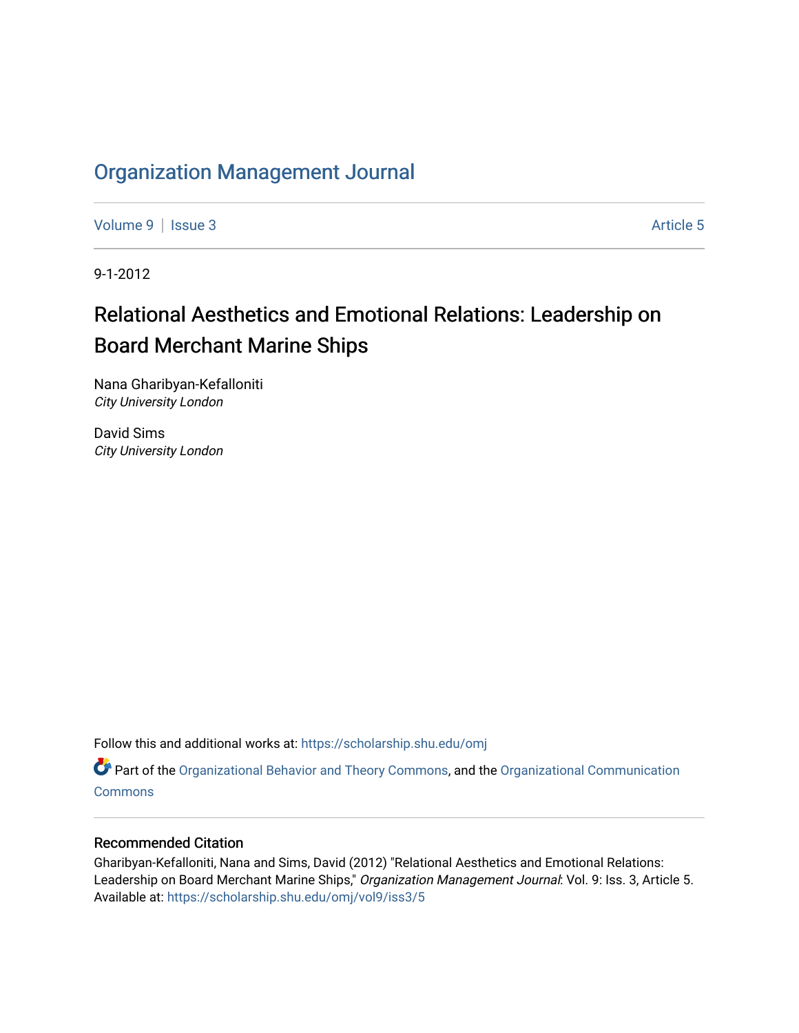# Organization Management Journal

Volume 9 | Issue 3 Article 5

9-1-2012

## Relational Aesthetics and Emotional Relations: Leadership on Board Merchant Marine Ships

Nana Gharibyan-Kefalloniti
*City University London*

David Sims
*City University London*

Follow this and additional works at: https://scholarship.shu.edu/omj

Part of the Organizational Behavior and Theory Commons, and the Organizational Communication Commons

### Recommended Citation

Gharibyan-Kefalloniti, Nana and Sims, David (2012) "Relational Aesthetics and Emotional Relations: Leadership on Board Merchant Marine Ships," *Organization Management Journal*: Vol. 9: Iss. 3, Article 5. Available at: https://scholarship.shu.edu/omj/vol9/iss3/5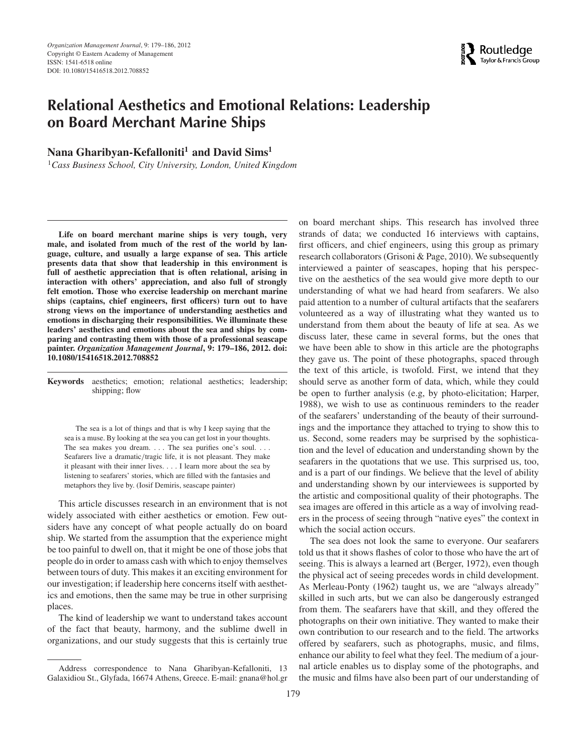# Relational Aesthetics and Emotional Relations: Leadership on Board Merchant Marine Ships

**Nana Gharibyan-Kefalloniti[1] and David Sims[1]**

[1]*Cass Business School, City University, London, United Kingdom*

**Life on board merchant marine ships is very tough, very male, and isolated from much of the rest of the world by language, culture, and usually a large expanse of sea. This article presents data that show that leadership in this environment is full of aesthetic appreciation that is often relational, arising in interaction with others' appreciation, and also full of strongly felt emotion. Those who exercise leadership on merchant marine ships (captains, chief engineers, first officers) turn out to have strong views on the importance of understanding aesthetics and emotions in discharging their responsibilities. We illuminate these leaders' aesthetics and emotions about the sea and ships by comparing and contrasting them with those of a professional seascape painter.** ***Organization Management Journal*****, 9: 179–186, 2012. doi: 10.1080/15416518.2012.708852**

**Keywords** aesthetics; emotion; relational aesthetics; leadership; shipping; flow

> The sea is a lot of things and that is why I keep saying that the sea is a muse. By looking at the sea you can get lost in your thoughts. The sea makes you dream. . . . The sea purifies one's soul. . . . Seafarers live a dramatic/tragic life, it is not pleasant. They make it pleasant with their inner lives. . . . I learn more about the sea by listening to seafarers' stories, which are filled with the fantasies and metaphors they live by. (Iosif Demiris, seascape painter)

This article discusses research in an environment that is not widely associated with either aesthetics or emotion. Few outsiders have any concept of what people actually do on board ship. We started from the assumption that the experience might be too painful to dwell on, that it might be one of those jobs that people do in order to amass cash with which to enjoy themselves between tours of duty. This makes it an exciting environment for our investigation; if leadership here concerns itself with aesthetics and emotions, then the same may be true in other surprising places.

The kind of leadership we want to understand takes account of the fact that beauty, harmony, and the sublime dwell in organizations, and our study suggests that this is certainly true on board merchant ships. This research has involved three strands of data; we conducted 16 interviews with captains, first officers, and chief engineers, using this group as primary research collaborators (Grisoni & Page, 2010). We subsequently interviewed a painter of seascapes, hoping that his perspective on the aesthetics of the sea would give more depth to our understanding of what we had heard from seafarers. We also paid attention to a number of cultural artifacts that the seafarers volunteered as a way of illustrating what they wanted us to understand from them about the beauty of life at sea. As we discuss later, these came in several forms, but the ones that we have been able to show in this article are the photographs they gave us. The point of these photographs, spaced through the text of this article, is twofold. First, we intend that they should serve as another form of data, which, while they could be open to further analysis (e.g, by photo-elicitation; Harper, 1988), we wish to use as continuous reminders to the reader of the seafarers' understanding of the beauty of their surroundings and the importance they attached to trying to show this to us. Second, some readers may be surprised by the sophistication and the level of education and understanding shown by the seafarers in the quotations that we use. This surprised us, too, and is a part of our findings. We believe that the level of ability and understanding shown by our interviewees is supported by the artistic and compositional quality of their photographs. The sea images are offered in this article as a way of involving readers in the process of seeing through "native eyes" the context in which the social action occurs.

The sea does not look the same to everyone. Our seafarers told us that it shows flashes of color to those who have the art of seeing. This is always a learned art (Berger, 1972), even though the physical act of seeing precedes words in child development. As Merleau-Ponty (1962) taught us, we are "always already" skilled in such arts, but we can also be dangerously estranged from them. The seafarers have that skill, and they offered the photographs on their own initiative. They wanted to make their own contribution to our research and to the field. The artworks offered by seafarers, such as photographs, music, and films, enhance our ability to feel what they feel. The medium of a journal article enables us to display some of the photographs, and the music and films have also been part of our understanding of

Address correspondence to Nana Gharibyan-Kefalloniti, 13 Galaxidiou St., Glyfada, 16674 Athens, Greece. E-mail: gnana@hol.gr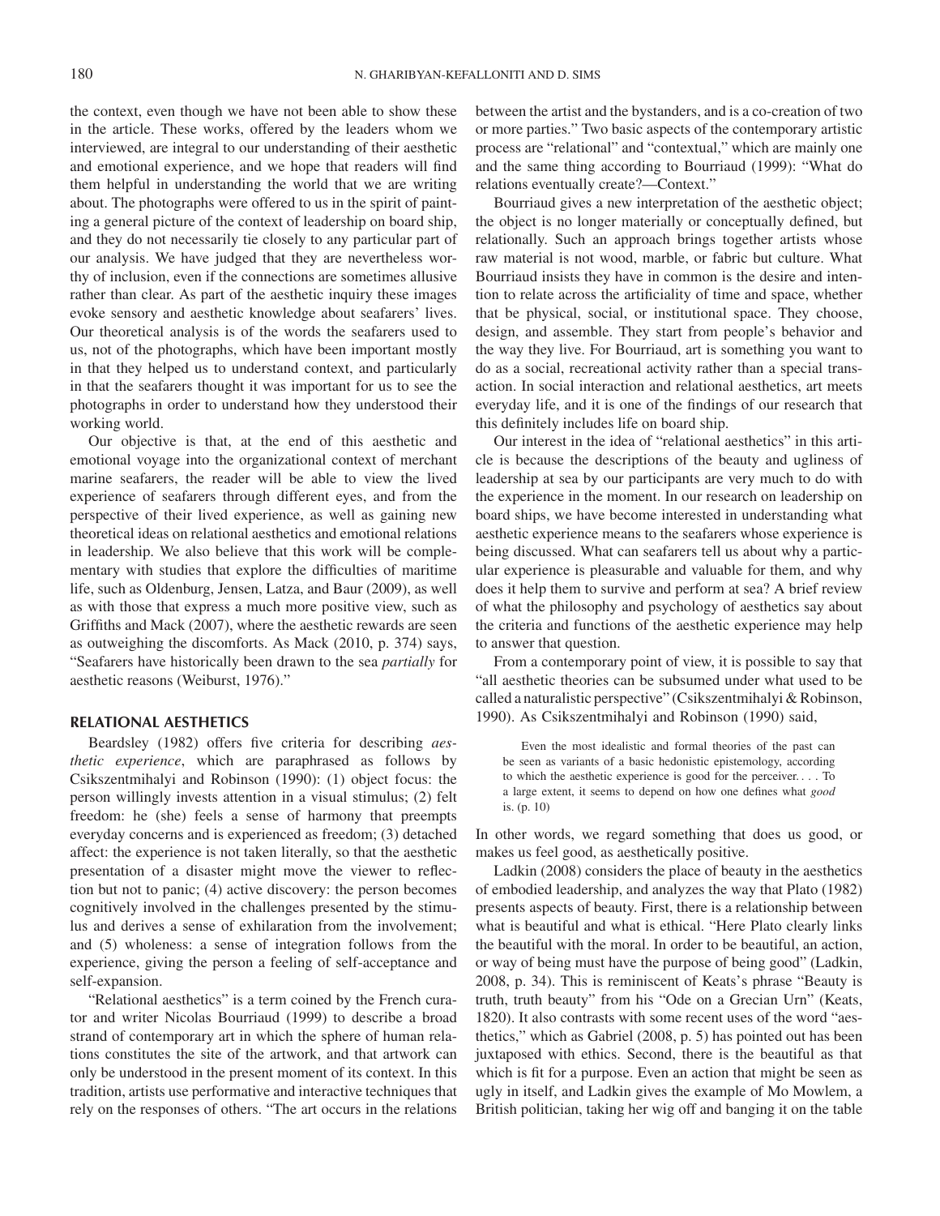the context, even though we have not been able to show these in the article. These works, offered by the leaders whom we interviewed, are integral to our understanding of their aesthetic and emotional experience, and we hope that readers will find them helpful in understanding the world that we are writing about. The photographs were offered to us in the spirit of painting a general picture of the context of leadership on board ship, and they do not necessarily tie closely to any particular part of our analysis. We have judged that they are nevertheless worthy of inclusion, even if the connections are sometimes allusive rather than clear. As part of the aesthetic inquiry these images evoke sensory and aesthetic knowledge about seafarers' lives. Our theoretical analysis is of the words the seafarers used to us, not of the photographs, which have been important mostly in that they helped us to understand context, and particularly in that the seafarers thought it was important for us to see the photographs in order to understand how they understood their working world.

Our objective is that, at the end of this aesthetic and emotional voyage into the organizational context of merchant marine seafarers, the reader will be able to view the lived experience of seafarers through different eyes, and from the perspective of their lived experience, as well as gaining new theoretical ideas on relational aesthetics and emotional relations in leadership. We also believe that this work will be complementary with studies that explore the difficulties of maritime life, such as Oldenburg, Jensen, Latza, and Baur (2009), as well as with those that express a much more positive view, such as Griffiths and Mack (2007), where the aesthetic rewards are seen as outweighing the discomforts. As Mack (2010, p. 374) says, "Seafarers have historically been drawn to the sea *partially* for aesthetic reasons (Weiburst, 1976)."

## RELATIONAL AESTHETICS

Beardsley (1982) offers five criteria for describing *aesthetic experience*, which are paraphrased as follows by Csikszentmihalyi and Robinson (1990): (1) object focus: the person willingly invests attention in a visual stimulus; (2) felt freedom: he (she) feels a sense of harmony that preempts everyday concerns and is experienced as freedom; (3) detached affect: the experience is not taken literally, so that the aesthetic presentation of a disaster might move the viewer to reflection but not to panic; (4) active discovery: the person becomes cognitively involved in the challenges presented by the stimulus and derives a sense of exhilaration from the involvement; and (5) wholeness: a sense of integration follows from the experience, giving the person a feeling of self-acceptance and self-expansion.

"Relational aesthetics" is a term coined by the French curator and writer Nicolas Bourriaud (1999) to describe a broad strand of contemporary art in which the sphere of human relations constitutes the site of the artwork, and that artwork can only be understood in the present moment of its context. In this tradition, artists use performative and interactive techniques that rely on the responses of others. "The art occurs in the relations between the artist and the bystanders, and is a co-creation of two or more parties." Two basic aspects of the contemporary artistic process are "relational" and "contextual," which are mainly one and the same thing according to Bourriaud (1999): "What do relations eventually create?—Context."

Bourriaud gives a new interpretation of the aesthetic object; the object is no longer materially or conceptually defined, but relationally. Such an approach brings together artists whose raw material is not wood, marble, or fabric but culture. What Bourriaud insists they have in common is the desire and intention to relate across the artificiality of time and space, whether that be physical, social, or institutional space. They choose, design, and assemble. They start from people's behavior and the way they live. For Bourriaud, art is something you want to do as a social, recreational activity rather than a special transaction. In social interaction and relational aesthetics, art meets everyday life, and it is one of the findings of our research that this definitely includes life on board ship.

Our interest in the idea of "relational aesthetics" in this article is because the descriptions of the beauty and ugliness of leadership at sea by our participants are very much to do with the experience in the moment. In our research on leadership on board ships, we have become interested in understanding what aesthetic experience means to the seafarers whose experience is being discussed. What can seafarers tell us about why a particular experience is pleasurable and valuable for them, and why does it help them to survive and perform at sea? A brief review of what the philosophy and psychology of aesthetics say about the criteria and functions of the aesthetic experience may help to answer that question.

From a contemporary point of view, it is possible to say that "all aesthetic theories can be subsumed under what used to be called a naturalistic perspective" (Csikszentmihalyi & Robinson, 1990). As Csikszentmihalyi and Robinson (1990) said,

> Even the most idealistic and formal theories of the past can be seen as variants of a basic hedonistic epistemology, according to which the aesthetic experience is good for the perceiver. . . . To a large extent, it seems to depend on how one defines what *good* is. (p. 10)

In other words, we regard something that does us good, or makes us feel good, as aesthetically positive.

Ladkin (2008) considers the place of beauty in the aesthetics of embodied leadership, and analyzes the way that Plato (1982) presents aspects of beauty. First, there is a relationship between what is beautiful and what is ethical. "Here Plato clearly links the beautiful with the moral. In order to be beautiful, an action, or way of being must have the purpose of being good" (Ladkin, 2008, p. 34). This is reminiscent of Keats's phrase "Beauty is truth, truth beauty" from his "Ode on a Grecian Urn" (Keats, 1820). It also contrasts with some recent uses of the word "aesthetics," which as Gabriel (2008, p. 5) has pointed out has been juxtaposed with ethics. Second, there is the beautiful as that which is fit for a purpose. Even an action that might be seen as ugly in itself, and Ladkin gives the example of Mo Mowlem, a British politician, taking her wig off and banging it on the table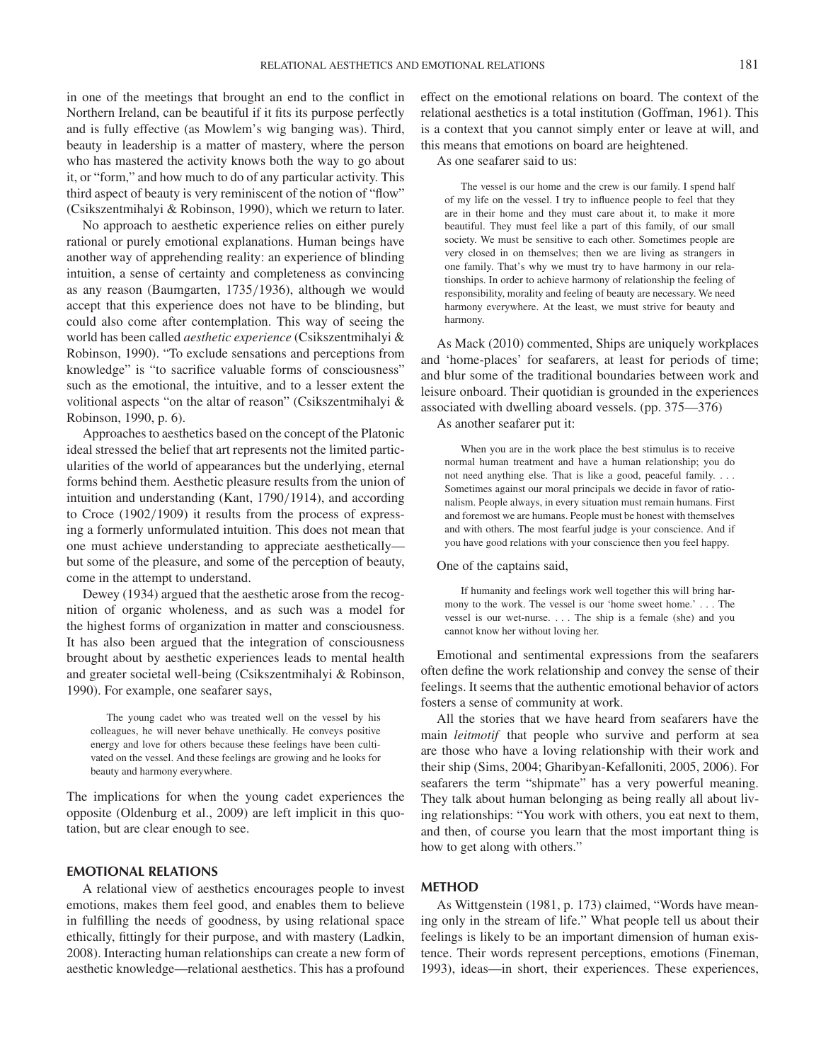in one of the meetings that brought an end to the conflict in Northern Ireland, can be beautiful if it fits its purpose perfectly and is fully effective (as Mowlem's wig banging was). Third, beauty in leadership is a matter of mastery, where the person who has mastered the activity knows both the way to go about it, or "form," and how much to do of any particular activity. This third aspect of beauty is very reminiscent of the notion of "flow" (Csikszentmihalyi & Robinson, 1990), which we return to later.

No approach to aesthetic experience relies on either purely rational or purely emotional explanations. Human beings have another way of apprehending reality: an experience of blinding intuition, a sense of certainty and completeness as convincing as any reason (Baumgarten, 1735/1936), although we would accept that this experience does not have to be blinding, but could also come after contemplation. This way of seeing the world has been called *aesthetic experience* (Csikszentmihalyi & Robinson, 1990). "To exclude sensations and perceptions from knowledge" is "to sacrifice valuable forms of consciousness" such as the emotional, the intuitive, and to a lesser extent the volitional aspects "on the altar of reason" (Csikszentmihalyi & Robinson, 1990, p. 6).

Approaches to aesthetics based on the concept of the Platonic ideal stressed the belief that art represents not the limited particularities of the world of appearances but the underlying, eternal forms behind them. Aesthetic pleasure results from the union of intuition and understanding (Kant, 1790/1914), and according to Croce (1902/1909) it results from the process of expressing a formerly unformulated intuition. This does not mean that one must achieve understanding to appreciate aesthetically—but some of the pleasure, and some of the perception of beauty, come in the attempt to understand.

Dewey (1934) argued that the aesthetic arose from the recognition of organic wholeness, and as such was a model for the highest forms of organization in matter and consciousness. It has also been argued that the integration of consciousness brought about by aesthetic experiences leads to mental health and greater societal well-being (Csikszentmihalyi & Robinson, 1990). For example, one seafarer says,

> The young cadet who was treated well on the vessel by his colleagues, he will never behave unethically. He conveys positive energy and love for others because these feelings have been cultivated on the vessel. And these feelings are growing and he looks for beauty and harmony everywhere.

The implications for when the young cadet experiences the opposite (Oldenburg et al., 2009) are left implicit in this quotation, but are clear enough to see.

## EMOTIONAL RELATIONS

A relational view of aesthetics encourages people to invest emotions, makes them feel good, and enables them to believe in fulfilling the needs of goodness, by using relational space ethically, fittingly for their purpose, and with mastery (Ladkin, 2008). Interacting human relationships can create a new form of aesthetic knowledge—relational aesthetics. This has a profound effect on the emotional relations on board. The context of the relational aesthetics is a total institution (Goffman, 1961). This is a context that you cannot simply enter or leave at will, and this means that emotions on board are heightened.

As one seafarer said to us:

> The vessel is our home and the crew is our family. I spend half of my life on the vessel. I try to influence people to feel that they are in their home and they must care about it, to make it more beautiful. They must feel like a part of this family, of our small society. We must be sensitive to each other. Sometimes people are very closed in on themselves; then we are living as strangers in one family. That's why we must try to have harmony in our relationships. In order to achieve harmony of relationship the feeling of responsibility, morality and feeling of beauty are necessary. We need harmony everywhere. At the least, we must strive for beauty and harmony.

As Mack (2010) commented, Ships are uniquely workplaces and 'home-places' for seafarers, at least for periods of time; and blur some of the traditional boundaries between work and leisure onboard. Their quotidian is grounded in the experiences associated with dwelling aboard vessels. (pp. 375—376)

As another seafarer put it:

> When you are in the work place the best stimulus is to receive normal human treatment and have a human relationship; you do not need anything else. That is like a good, peaceful family. . . . Sometimes against our moral principals we decide in favor of rationalism. People always, in every situation must remain humans. First and foremost we are humans. People must be honest with themselves and with others. The most fearful judge is your conscience. And if you have good relations with your conscience then you feel happy.

One of the captains said,

> If humanity and feelings work well together this will bring harmony to the work. The vessel is our 'home sweet home.' . . . The vessel is our wet-nurse. . . . The ship is a female (she) and you cannot know her without loving her.

Emotional and sentimental expressions from the seafarers often define the work relationship and convey the sense of their feelings. It seems that the authentic emotional behavior of actors fosters a sense of community at work.

All the stories that we have heard from seafarers have the main *leitmotif* that people who survive and perform at sea are those who have a loving relationship with their work and their ship (Sims, 2004; Gharibyan-Kefalloniti, 2005, 2006). For seafarers the term "shipmate" has a very powerful meaning. They talk about human belonging as being really all about living relationships: "You work with others, you eat next to them, and then, of course you learn that the most important thing is how to get along with others."

## METHOD

As Wittgenstein (1981, p. 173) claimed, "Words have meaning only in the stream of life." What people tell us about their feelings is likely to be an important dimension of human existence. Their words represent perceptions, emotions (Fineman, 1993), ideas—in short, their experiences. These experiences,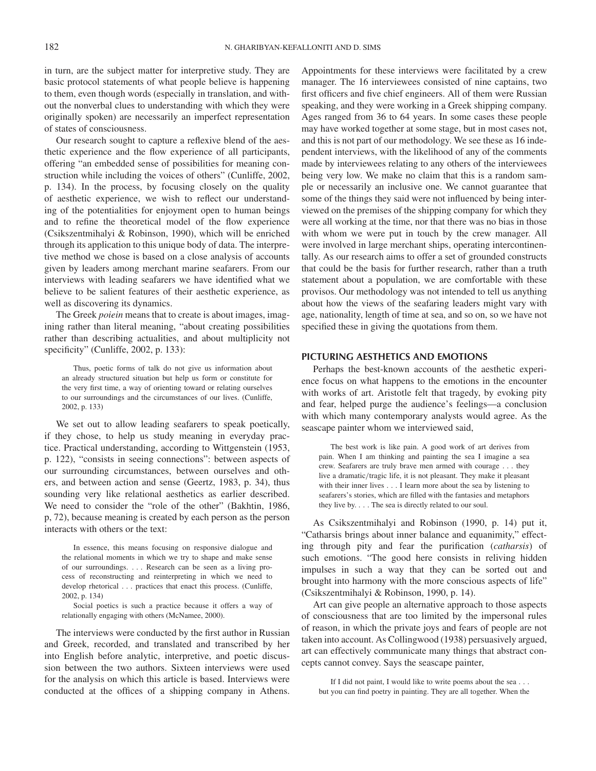in turn, are the subject matter for interpretive study. They are basic protocol statements of what people believe is happening to them, even though words (especially in translation, and without the nonverbal clues to understanding with which they were originally spoken) are necessarily an imperfect representation of states of consciousness.

Our research sought to capture a reflexive blend of the aesthetic experience and the flow experience of all participants, offering "an embedded sense of possibilities for meaning construction while including the voices of others" (Cunliffe, 2002, p. 134). In the process, by focusing closely on the quality of aesthetic experience, we wish to reflect our understanding of the potentialities for enjoyment open to human beings and to refine the theoretical model of the flow experience (Csikszentmihalyi & Robinson, 1990), which will be enriched through its application to this unique body of data. The interpretive method we chose is based on a close analysis of accounts given by leaders among merchant marine seafarers. From our interviews with leading seafarers we have identified what we believe to be salient features of their aesthetic experience, as well as discovering its dynamics.

The Greek *poiein* means that to create is about images, imagining rather than literal meaning, "about creating possibilities rather than describing actualities, and about multiplicity not specificity" (Cunliffe, 2002, p. 133):

> Thus, poetic forms of talk do not give us information about an already structured situation but help us form or constitute for the very first time, a way of orienting toward or relating ourselves to our surroundings and the circumstances of our lives. (Cunliffe, 2002, p. 133)

We set out to allow leading seafarers to speak poetically, if they chose, to help us study meaning in everyday practice. Practical understanding, according to Wittgenstein (1953, p. 122), "consists in seeing connections": between aspects of our surrounding circumstances, between ourselves and others, and between action and sense (Geertz, 1983, p. 34), thus sounding very like relational aesthetics as earlier described. We need to consider the "role of the other" (Bakhtin, 1986, p, 72), because meaning is created by each person as the person interacts with others or the text:

> In essence, this means focusing on responsive dialogue and the relational moments in which we try to shape and make sense of our surroundings. . . . Research can be seen as a living process of reconstructing and reinterpreting in which we need to develop rhetorical . . . practices that enact this process. (Cunliffe, 2002, p. 134)
>
> Social poetics is such a practice because it offers a way of relationally engaging with others (McNamee, 2000).

The interviews were conducted by the first author in Russian and Greek, recorded, and translated and transcribed by her into English before analytic, interpretive, and poetic discussion between the two authors. Sixteen interviews were used for the analysis on which this article is based. Interviews were conducted at the offices of a shipping company in Athens. Appointments for these interviews were facilitated by a crew manager. The 16 interviewees consisted of nine captains, two first officers and five chief engineers. All of them were Russian speaking, and they were working in a Greek shipping company. Ages ranged from 36 to 64 years. In some cases these people may have worked together at some stage, but in most cases not, and this is not part of our methodology. We see these as 16 independent interviews, with the likelihood of any of the comments made by interviewees relating to any others of the interviewees being very low. We make no claim that this is a random sample or necessarily an inclusive one. We cannot guarantee that some of the things they said were not influenced by being interviewed on the premises of the shipping company for which they were all working at the time, nor that there was no bias in those with whom we were put in touch by the crew manager. All were involved in large merchant ships, operating intercontinentally. As our research aims to offer a set of grounded constructs that could be the basis for further research, rather than a truth statement about a population, we are comfortable with these provisos. Our methodology was not intended to tell us anything about how the views of the seafaring leaders might vary with age, nationality, length of time at sea, and so on, so we have not specified these in giving the quotations from them.

## PICTURING AESTHETICS AND EMOTIONS

Perhaps the best-known accounts of the aesthetic experience focus on what happens to the emotions in the encounter with works of art. Aristotle felt that tragedy, by evoking pity and fear, helped purge the audience's feelings—a conclusion with which many contemporary analysts would agree. As the seascape painter whom we interviewed said,

> The best work is like pain. A good work of art derives from pain. When I am thinking and painting the sea I imagine a sea crew. Seafarers are truly brave men armed with courage . . . they live a dramatic/tragic life, it is not pleasant. They make it pleasant with their inner lives . . . I learn more about the sea by listening to seafarers's stories, which are filled with the fantasies and metaphors they live by. . . . The sea is directly related to our soul.

As Csikszentmihalyi and Robinson (1990, p. 14) put it, "Catharsis brings about inner balance and equanimity," effecting through pity and fear the purification (*catharsis*) of such emotions. "The good here consists in reliving hidden impulses in such a way that they can be sorted out and brought into harmony with the more conscious aspects of life" (Csikszentmihalyi & Robinson, 1990, p. 14).

Art can give people an alternative approach to those aspects of consciousness that are too limited by the impersonal rules of reason, in which the private joys and fears of people are not taken into account. As Collingwood (1938) persuasively argued, art can effectively communicate many things that abstract concepts cannot convey. Says the seascape painter,

> If I did not paint, I would like to write poems about the sea . . . but you can find poetry in painting. They are all together. When the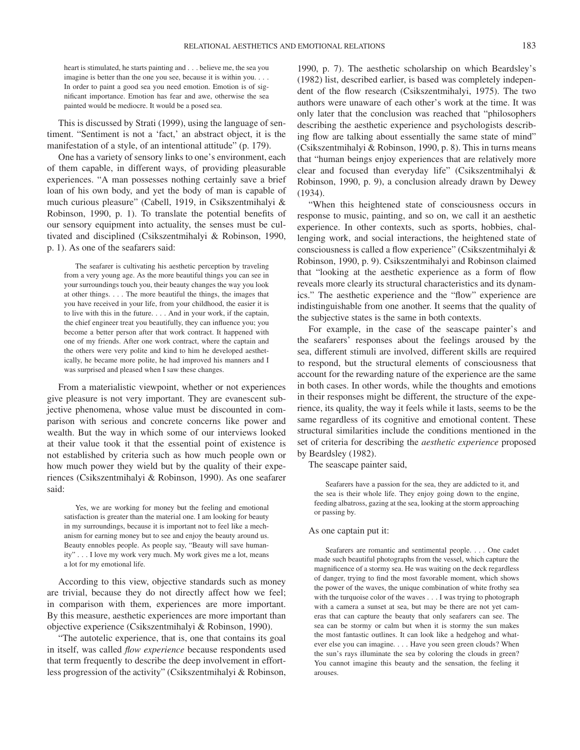> heart is stimulated, he starts painting and . . . believe me, the sea you imagine is better than the one you see, because it is within you. . . . In order to paint a good sea you need emotion. Emotion is of significant importance. Emotion has fear and awe, otherwise the sea painted would be mediocre. It would be a posed sea.

This is discussed by Strati (1999), using the language of sentiment. "Sentiment is not a 'fact,' an abstract object, it is the manifestation of a style, of an intentional attitude" (p. 179).

One has a variety of sensory links to one's environment, each of them capable, in different ways, of providing pleasurable experiences. "A man possesses nothing certainly save a brief loan of his own body, and yet the body of man is capable of much curious pleasure" (Cabell, 1919, in Csikszentmihalyi & Robinson, 1990, p. 1). To translate the potential benefits of our sensory equipment into actuality, the senses must be cultivated and disciplined (Csikszentmihalyi & Robinson, 1990, p. 1). As one of the seafarers said:

> The seafarer is cultivating his aesthetic perception by traveling from a very young age. As the more beautiful things you can see in your surroundings touch you, their beauty changes the way you look at other things. . . . The more beautiful the things, the images that you have received in your life, from your childhood, the easier it is to live with this in the future. . . . And in your work, if the captain, the chief engineer treat you beautifully, they can influence you; you become a better person after that work contract. It happened with one of my friends. After one work contract, where the captain and the others were very polite and kind to him he developed aesthetically, he became more polite, he had improved his manners and I was surprised and pleased when I saw these changes.

From a materialistic viewpoint, whether or not experiences give pleasure is not very important. They are evanescent subjective phenomena, whose value must be discounted in comparison with serious and concrete concerns like power and wealth. But the way in which some of our interviews looked at their value took it that the essential point of existence is not established by criteria such as how much people own or how much power they wield but by the quality of their experiences (Csikszentmihalyi & Robinson, 1990). As one seafarer said:

> Yes, we are working for money but the feeling and emotional satisfaction is greater than the material one. I am looking for beauty in my surroundings, because it is important not to feel like a mechanism for earning money but to see and enjoy the beauty around us. Beauty ennobles people. As people say, "Beauty will save humanity" . . . I love my work very much. My work gives me a lot, means a lot for my emotional life.

According to this view, objective standards such as money are trivial, because they do not directly affect how we feel; in comparison with them, experiences are more important. By this measure, aesthetic experiences are more important than objective experience (Csikszentmihalyi & Robinson, 1990).

"The autotelic experience, that is, one that contains its goal in itself, was called *flow experience* because respondents used that term frequently to describe the deep involvement in effortless progression of the activity" (Csikszentmihalyi & Robinson, 1990, p. 7). The aesthetic scholarship on which Beardsley's (1982) list, described earlier, is based was completely independent of the flow research (Csikszentmihalyi, 1975). The two authors were unaware of each other's work at the time. It was only later that the conclusion was reached that "philosophers describing the aesthetic experience and psychologists describing flow are talking about essentially the same state of mind" (Csikszentmihalyi & Robinson, 1990, p. 8). This in turns means that "human beings enjoy experiences that are relatively more clear and focused than everyday life" (Csikszentmihalyi & Robinson, 1990, p. 9), a conclusion already drawn by Dewey (1934).

"When this heightened state of consciousness occurs in response to music, painting, and so on, we call it an aesthetic experience. In other contexts, such as sports, hobbies, challenging work, and social interactions, the heightened state of consciousness is called a flow experience" (Csikszentmihalyi & Robinson, 1990, p. 9). Csikszentmihalyi and Robinson claimed that "looking at the aesthetic experience as a form of flow reveals more clearly its structural characteristics and its dynamics." The aesthetic experience and the "flow" experience are indistinguishable from one another. It seems that the quality of the subjective states is the same in both contexts.

For example, in the case of the seascape painter's and the seafarers' responses about the feelings aroused by the sea, different stimuli are involved, different skills are required to respond, but the structural elements of consciousness that account for the rewarding nature of the experience are the same in both cases. In other words, while the thoughts and emotions in their responses might be different, the structure of the experience, its quality, the way it feels while it lasts, seems to be the same regardless of its cognitive and emotional content. These structural similarities include the conditions mentioned in the set of criteria for describing the *aesthetic experience* proposed by Beardsley (1982).

The seascape painter said,

> Seafarers have a passion for the sea, they are addicted to it, and the sea is their whole life. They enjoy going down to the engine, feeding albatross, gazing at the sea, looking at the storm approaching or passing by.

As one captain put it:

> Seafarers are romantic and sentimental people. . . . One cadet made such beautiful photographs from the vessel, which capture the magnificence of a stormy sea. He was waiting on the deck regardless of danger, trying to find the most favorable moment, which shows the power of the waves, the unique combination of white frothy sea with the turquoise color of the waves . . . I was trying to photograph with a camera a sunset at sea, but may be there are not yet cameras that can capture the beauty that only seafarers can see. The sea can be stormy or calm but when it is stormy the sun makes the most fantastic outlines. It can look like a hedgehog and whatever else you can imagine. . . . Have you seen green clouds? When the sun's rays illuminate the sea by coloring the clouds in green? You cannot imagine this beauty and the sensation, the feeling it arouses.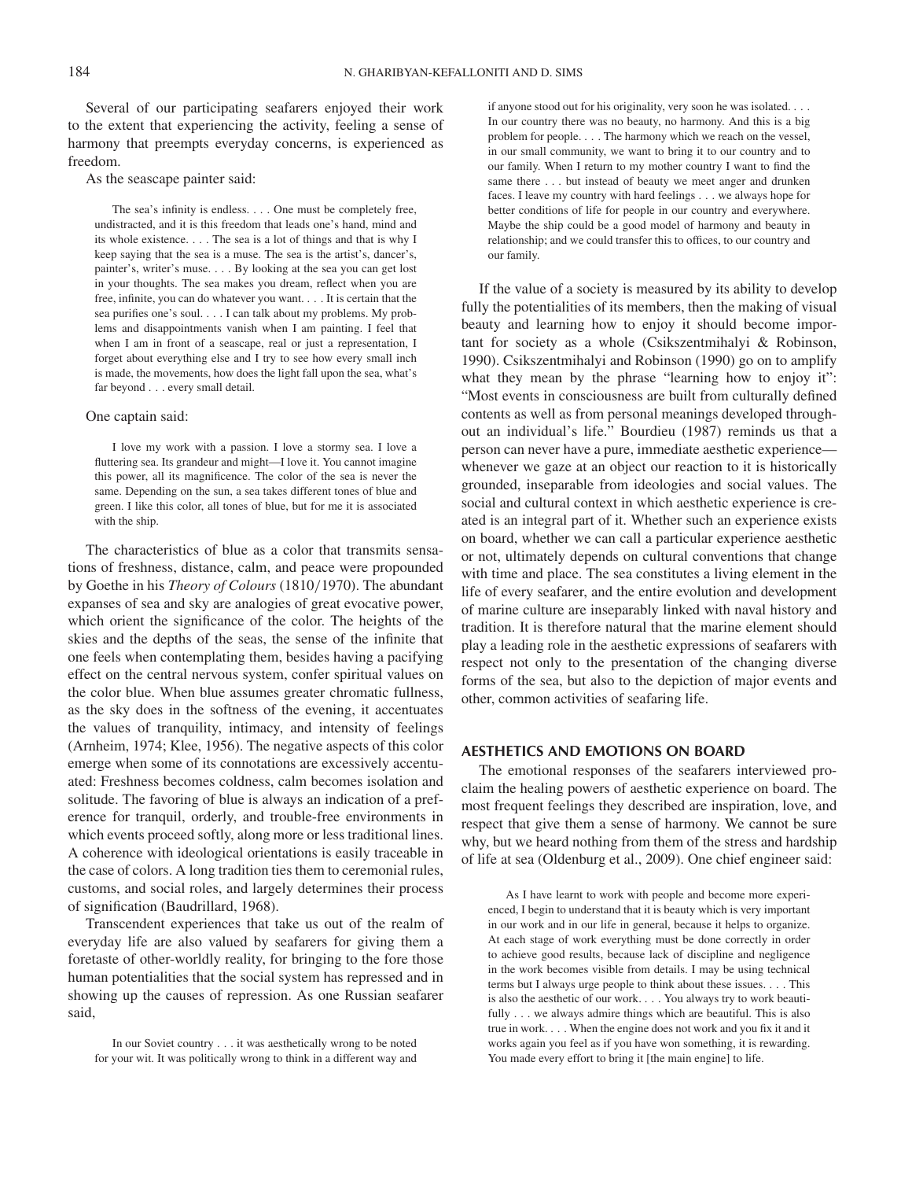Several of our participating seafarers enjoyed their work to the extent that experiencing the activity, feeling a sense of harmony that preempts everyday concerns, is experienced as freedom.

As the seascape painter said:

> The sea's infinity is endless. . . . One must be completely free, undistracted, and it is this freedom that leads one's hand, mind and its whole existence. . . . The sea is a lot of things and that is why I keep saying that the sea is a muse. The sea is the artist's, dancer's, painter's, writer's muse. . . . By looking at the sea you can get lost in your thoughts. The sea makes you dream, reflect when you are free, infinite, you can do whatever you want. . . . It is certain that the sea purifies one's soul. . . . I can talk about my problems. My problems and disappointments vanish when I am painting. I feel that when I am in front of a seascape, real or just a representation, I forget about everything else and I try to see how every small inch is made, the movements, how does the light fall upon the sea, what's far beyond . . . every small detail.

One captain said:

> I love my work with a passion. I love a stormy sea. I love a fluttering sea. Its grandeur and might—I love it. You cannot imagine this power, all its magnificence. The color of the sea is never the same. Depending on the sun, a sea takes different tones of blue and green. I like this color, all tones of blue, but for me it is associated with the ship.

The characteristics of blue as a color that transmits sensations of freshness, distance, calm, and peace were propounded by Goethe in his *Theory of Colours* (1810/1970). The abundant expanses of sea and sky are analogies of great evocative power, which orient the significance of the color. The heights of the skies and the depths of the seas, the sense of the infinite that one feels when contemplating them, besides having a pacifying effect on the central nervous system, confer spiritual values on the color blue. When blue assumes greater chromatic fullness, as the sky does in the softness of the evening, it accentuates the values of tranquility, intimacy, and intensity of feelings (Arnheim, 1974; Klee, 1956). The negative aspects of this color emerge when some of its connotations are excessively accentuated: Freshness becomes coldness, calm becomes isolation and solitude. The favoring of blue is always an indication of a preference for tranquil, orderly, and trouble-free environments in which events proceed softly, along more or less traditional lines. A coherence with ideological orientations is easily traceable in the case of colors. A long tradition ties them to ceremonial rules, customs, and social roles, and largely determines their process of signification (Baudrillard, 1968).

Transcendent experiences that take us out of the realm of everyday life are also valued by seafarers for giving them a foretaste of other-worldly reality, for bringing to the fore those human potentialities that the social system has repressed and in showing up the causes of repression. As one Russian seafarer said,

> In our Soviet country . . . it was aesthetically wrong to be noted for your wit. It was politically wrong to think in a different way and if anyone stood out for his originality, very soon he was isolated. . . . In our country there was no beauty, no harmony. And this is a big problem for people. . . . The harmony which we reach on the vessel, in our small community, we want to bring it to our country and to our family. When I return to my mother country I want to find the same there . . . but instead of beauty we meet anger and drunken faces. I leave my country with hard feelings . . . we always hope for better conditions of life for people in our country and everywhere. Maybe the ship could be a good model of harmony and beauty in relationship; and we could transfer this to offices, to our country and our family.

If the value of a society is measured by its ability to develop fully the potentialities of its members, then the making of visual beauty and learning how to enjoy it should become important for society as a whole (Csikszentmihalyi & Robinson, 1990). Csikszentmihalyi and Robinson (1990) go on to amplify what they mean by the phrase "learning how to enjoy it": "Most events in consciousness are built from culturally defined contents as well as from personal meanings developed throughout an individual's life." Bourdieu (1987) reminds us that a person can never have a pure, immediate aesthetic experience—whenever we gaze at an object our reaction to it is historically grounded, inseparable from ideologies and social values. The social and cultural context in which aesthetic experience is created is an integral part of it. Whether such an experience exists on board, whether we can call a particular experience aesthetic or not, ultimately depends on cultural conventions that change with time and place. The sea constitutes a living element in the life of every seafarer, and the entire evolution and development of marine culture are inseparably linked with naval history and tradition. It is therefore natural that the marine element should play a leading role in the aesthetic expressions of seafarers with respect not only to the presentation of the changing diverse forms of the sea, but also to the depiction of major events and other, common activities of seafaring life.

## AESTHETICS AND EMOTIONS ON BOARD

The emotional responses of the seafarers interviewed proclaim the healing powers of aesthetic experience on board. The most frequent feelings they described are inspiration, love, and respect that give them a sense of harmony. We cannot be sure why, but we heard nothing from them of the stress and hardship of life at sea (Oldenburg et al., 2009). One chief engineer said:

> As I have learnt to work with people and become more experienced, I begin to understand that it is beauty which is very important in our work and in our life in general, because it helps to organize. At each stage of work everything must be done correctly in order to achieve good results, because lack of discipline and negligence in the work becomes visible from details. I may be using technical terms but I always urge people to think about these issues. . . . This is also the aesthetic of our work. . . . You always try to work beautifully . . . we always admire things which are beautiful. This is also true in work. . . . When the engine does not work and you fix it and it works again you feel as if you have won something, it is rewarding. You made every effort to bring it [the main engine] to life.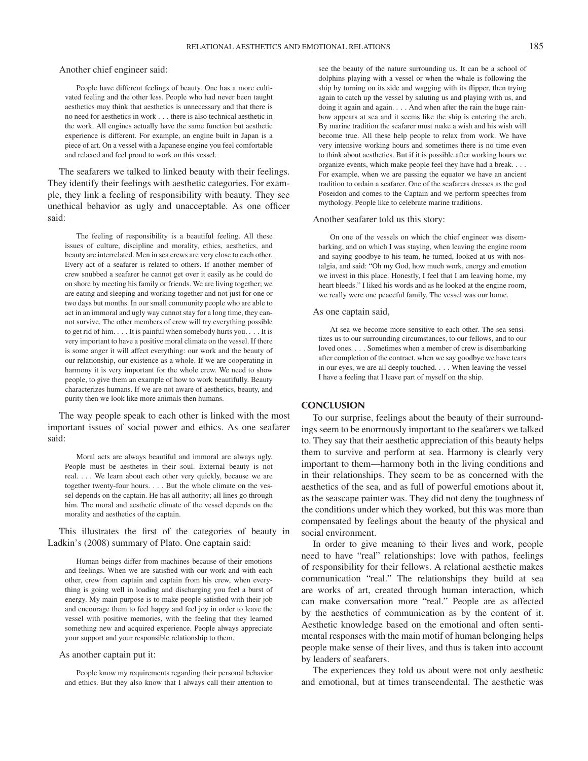Another chief engineer said:

> People have different feelings of beauty. One has a more cultivated feeling and the other less. People who had never been taught aesthetics may think that aesthetics is unnecessary and that there is no need for aesthetics in work . . . there is also technical aesthetic in the work. All engines actually have the same function but aesthetic experience is different. For example, an engine built in Japan is a piece of art. On a vessel with a Japanese engine you feel comfortable and relaxed and feel proud to work on this vessel.

The seafarers we talked to linked beauty with their feelings. They identify their feelings with aesthetic categories. For example, they link a feeling of responsibility with beauty. They see unethical behavior as ugly and unacceptable. As one officer said:

> The feeling of responsibility is a beautiful feeling. All these issues of culture, discipline and morality, ethics, aesthetics, and beauty are interrelated. Men in sea crews are very close to each other. Every act of a seafarer is related to others. If another member of crew snubbed a seafarer he cannot get over it easily as he could do on shore by meeting his family or friends. We are living together; we are eating and sleeping and working together and not just for one or two days but months. In our small community people who are able to act in an immoral and ugly way cannot stay for a long time, they cannot survive. The other members of crew will try everything possible to get rid of him. . . . It is painful when somebody hurts you. . . . It is very important to have a positive moral climate on the vessel. If there is some anger it will affect everything: our work and the beauty of our relationship, our existence as a whole. If we are cooperating in harmony it is very important for the whole crew. We need to show people, to give them an example of how to work beautifully. Beauty characterizes humans. If we are not aware of aesthetics, beauty, and purity then we look like more animals then humans.

The way people speak to each other is linked with the most important issues of social power and ethics. As one seafarer said:

> Moral acts are always beautiful and immoral are always ugly. People must be aesthetes in their soul. External beauty is not real. . . . We learn about each other very quickly, because we are together twenty-four hours. . . . But the whole climate on the vessel depends on the captain. He has all authority; all lines go through him. The moral and aesthetic climate of the vessel depends on the morality and aesthetics of the captain.

This illustrates the first of the categories of beauty in Ladkin's (2008) summary of Plato. One captain said:

> Human beings differ from machines because of their emotions and feelings. When we are satisfied with our work and with each other, crew from captain and captain from his crew, when everything is going well in loading and discharging you feel a burst of energy. My main purpose is to make people satisfied with their job and encourage them to feel happy and feel joy in order to leave the vessel with positive memories, with the feeling that they learned something new and acquired experience. People always appreciate your support and your responsible relationship to them.

As another captain put it:

> People know my requirements regarding their personal behavior and ethics. But they also know that I always call their attention to see the beauty of the nature surrounding us. It can be a school of dolphins playing with a vessel or when the whale is following the ship by turning on its side and wagging with its flipper, then trying again to catch up the vessel by saluting us and playing with us, and doing it again and again. . . . And when after the rain the huge rainbow appears at sea and it seems like the ship is entering the arch. By marine tradition the seafarer must make a wish and his wish will become true. All these help people to relax from work. We have very intensive working hours and sometimes there is no time even to think about aesthetics. But if it is possible after working hours we organize events, which make people feel they have had a break. . . . For example, when we are passing the equator we have an ancient tradition to ordain a seafarer. One of the seafarers dresses as the god Poseidon and comes to the Captain and we perform speeches from mythology. People like to celebrate marine traditions.

Another seafarer told us this story:

> On one of the vessels on which the chief engineer was disembarking, and on which I was staying, when leaving the engine room and saying goodbye to his team, he turned, looked at us with nostalgia, and said: "Oh my God, how much work, energy and emotion we invest in this place. Honestly, I feel that I am leaving home, my heart bleeds." I liked his words and as he looked at the engine room, we really were one peaceful family. The vessel was our home.

As one captain said,

> At sea we become more sensitive to each other. The sea sensitizes us to our surrounding circumstances, to our fellows, and to our loved ones. . . . Sometimes when a member of crew is disembarking after completion of the contract, when we say goodbye we have tears in our eyes, we are all deeply touched. . . . When leaving the vessel I have a feeling that I leave part of myself on the ship.

## CONCLUSION

To our surprise, feelings about the beauty of their surroundings seem to be enormously important to the seafarers we talked to. They say that their aesthetic appreciation of this beauty helps them to survive and perform at sea. Harmony is clearly very important to them—harmony both in the living conditions and in their relationships. They seem to be as concerned with the aesthetics of the sea, and as full of powerful emotions about it, as the seascape painter was. They did not deny the toughness of the conditions under which they worked, but this was more than compensated by feelings about the beauty of the physical and social environment.

In order to give meaning to their lives and work, people need to have "real" relationships: love with pathos, feelings of responsibility for their fellows. A relational aesthetic makes communication "real." The relationships they build at sea are works of art, created through human interaction, which can make conversation more "real." People are as affected by the aesthetics of communication as by the content of it. Aesthetic knowledge based on the emotional and often sentimental responses with the main motif of human belonging helps people make sense of their lives, and thus is taken into account by leaders of seafarers.

The experiences they told us about were not only aesthetic and emotional, but at times transcendental. The aesthetic was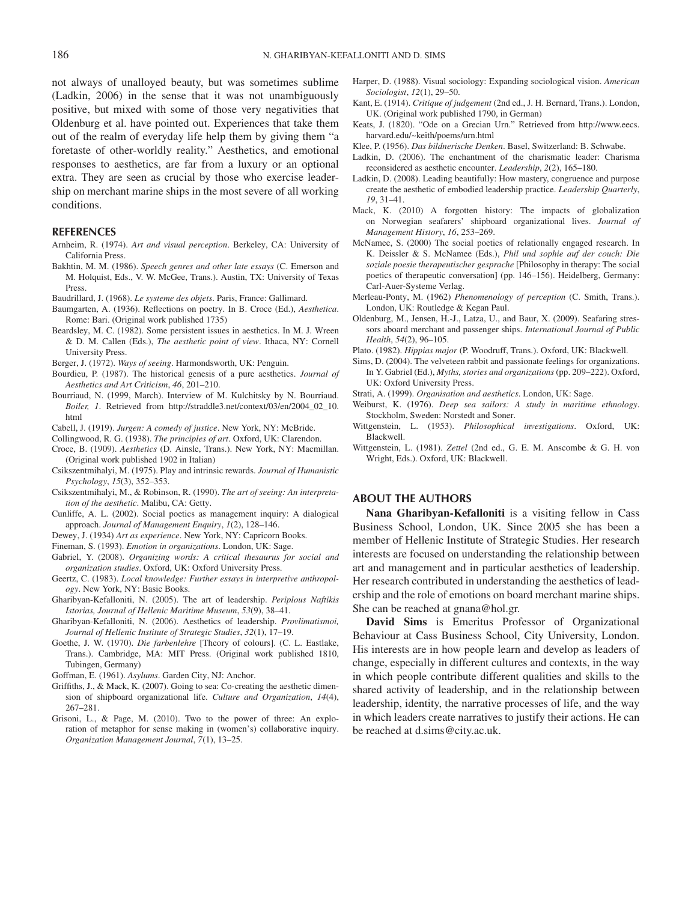not always of unalloyed beauty, but was sometimes sublime (Ladkin, 2006) in the sense that it was not unambiguously positive, but mixed with some of those very negativities that Oldenburg et al. have pointed out. Experiences that take them out of the realm of everyday life help them by giving them "a foretaste of other-worldly reality." Aesthetics, and emotional responses to aesthetics, are far from a luxury or an optional extra. They are seen as crucial by those who exercise leadership on merchant marine ships in the most severe of all working conditions.

## REFERENCES

Arnheim, R. (1974). *Art and visual perception*. Berkeley, CA: University of California Press.

Bakhtin, M. M. (1986). *Speech genres and other late essays* (C. Emerson and M. Holquist, Eds., V. W. McGee, Trans.). Austin, TX: University of Texas Press.

Baudrillard, J. (1968). *Le systeme des objets*. Paris, France: Gallimard.

Baumgarten, A. (1936). Reflections on poetry. In B. Croce (Ed.), *Aesthetica*. Rome: Bari. (Original work published 1735)

Beardsley, M. C. (1982). Some persistent issues in aesthetics. In M. J. Wreen & D. M. Callen (Eds.), *The aesthetic point of view*. Ithaca, NY: Cornell University Press.

Berger, J. (1972). *Ways of seeing*. Harmondsworth, UK: Penguin.

Bourdieu, P. (1987). The historical genesis of a pure aesthetics. *Journal of Aesthetics and Art Criticism*, *46*, 201–210.

Bourriaud, N. (1999, March). Interview of M. Kulchitsky by N. Bourriaud. *Boiler, 1*. Retrieved from http://straddle3.net/context/03/en/2004_02_10.html

Cabell, J. (1919). *Jurgen: A comedy of justice*. New York, NY: McBride.

Collingwood, R. G. (1938). *The principles of art*. Oxford, UK: Clarendon.

Croce, B. (1909). *Aesthetics* (D. Ainsle, Trans.). New York, NY: Macmillan. (Original work published 1902 in Italian)

Csikszentmihalyi, M. (1975). Play and intrinsic rewards. *Journal of Humanistic Psychology*, *15*(3), 352–353.

Csikszentmihalyi, M., & Robinson, R. (1990). *The art of seeing: An interpretation of the aesthetic*. Malibu, CA: Getty.

Cunliffe, A. L. (2002). Social poetics as management inquiry: A dialogical approach. *Journal of Management Enquiry*, *1*(2), 128–146.

Dewey, J. (1934) *Art as experience*. New York, NY: Capricorn Books.

Fineman, S. (1993). *Emotion in organizations*. London, UK: Sage.

Gabriel, Y. (2008). *Organizing words: A critical thesaurus for social and organization studies*. Oxford, UK: Oxford University Press.

Geertz, C. (1983). *Local knowledge: Further essays in interpretive anthropology*. New York, NY: Basic Books.

Gharibyan-Kefalloniti, N. (2005). The art of leadership. *Periplous Naftikis Istorias, Journal of Hellenic Maritime Museum*, *53*(9), 38–41.

Gharibyan-Kefalloniti, N. (2006). Aesthetics of leadership. *Provlimatismoi, Journal of Hellenic Institute of Strategic Studies*, *32*(1), 17–19.

Goethe, J. W. (1970). *Die farbenlehre* [Theory of colours]. (C. L. Eastlake, Trans.). Cambridge, MA: MIT Press. (Original work published 1810, Tubingen, Germany)

Goffman, E. (1961). *Asylums*. Garden City, NJ: Anchor.

Griffiths, J., & Mack, K. (2007). Going to sea: Co-creating the aesthetic dimension of shipboard organizational life. *Culture and Organization*, *14*(4), 267–281.

Grisoni, L., & Page, M. (2010). Two to the power of three: An exploration of metaphor for sense making in (women's) collaborative inquiry. *Organization Management Journal*, *7*(1), 13–25.

Harper, D. (1988). Visual sociology: Expanding sociological vision. *American Sociologist*, *12*(1), 29–50.

Kant, E. (1914). *Critique of judgement* (2nd ed., J. H. Bernard, Trans.). London, UK. (Original work published 1790, in German)

Keats, J. (1820). "Ode on a Grecian Urn." Retrieved from http://www.eecs.harvard.edu/~keith/poems/urn.html

Klee, P. (1956). *Das bildnerische Denken*. Basel, Switzerland: B. Schwabe.

Ladkin, D. (2006). The enchantment of the charismatic leader: Charisma reconsidered as aesthetic encounter. *Leadership*, *2*(2), 165–180.

Ladkin, D. (2008). Leading beautifully: How mastery, congruence and purpose create the aesthetic of embodied leadership practice. *Leadership Quarterly*, *19*, 31–41.

Mack, K. (2010) A forgotten history: The impacts of globalization on Norwegian seafarers' shipboard organizational lives. *Journal of Management History*, *16*, 253–269.

McNamee, S. (2000) The social poetics of relationally engaged research. In K. Deissler & S. McNamee (Eds.), *Phil und sophie auf der couch: Die soziale poesie therapeutischer gesprache* [Philosophy in therapy: The social poetics of therapeutic conversation] (pp. 146–156). Heidelberg, Germany: Carl-Auer-Systeme Verlag.

Merleau-Ponty, M. (1962) *Phenomenology of perception* (C. Smith, Trans.). London, UK: Routledge & Kegan Paul.

Oldenburg, M., Jensen, H.-J., Latza, U., and Baur, X. (2009). Seafaring stressors aboard merchant and passenger ships. *International Journal of Public Health*, *54*(2), 96–105.

Plato. (1982). *Hippias major* (P. Woodruff, Trans.). Oxford, UK: Blackwell.

Sims, D. (2004). The velveteen rabbit and passionate feelings for organizations. In Y. Gabriel (Ed.), *Myths, stories and organizations* (pp. 209–222). Oxford, UK: Oxford University Press.

Strati, A. (1999). *Organisation and aesthetics*. London, UK: Sage.

Weiburst, K. (1976). *Deep sea sailors: A study in maritime ethnology*. Stockholm, Sweden: Norstedt and Soner.

Wittgenstein, L. (1953). *Philosophical investigations*. Oxford, UK: Blackwell.

Wittgenstein, L. (1981). *Zettel* (2nd ed., G. E. M. Anscombe & G. H. von Wright, Eds.). Oxford, UK: Blackwell.

## ABOUT THE AUTHORS

**Nana Gharibyan-Kefalloniti** is a visiting fellow in Cass Business School, London, UK. Since 2005 she has been a member of Hellenic Institute of Strategic Studies. Her research interests are focused on understanding the relationship between art and management and in particular aesthetics of leadership. Her research contributed in understanding the aesthetics of leadership and the role of emotions on board merchant marine ships. She can be reached at gnana@hol.gr.

**David Sims** is Emeritus Professor of Organizational Behaviour at Cass Business School, City University, London. His interests are in how people learn and develop as leaders of change, especially in different cultures and contexts, in the way in which people contribute different qualities and skills to the shared activity of leadership, and in the relationship between leadership, identity, the narrative processes of life, and the way in which leaders create narratives to justify their actions. He can be reached at d.sims@city.ac.uk.